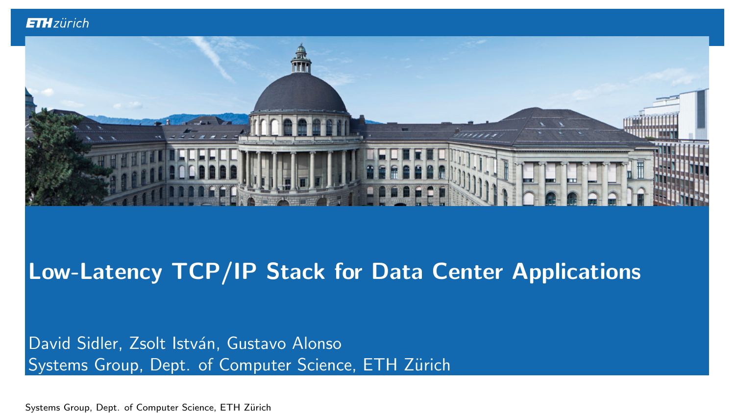# Low-Latency TCP/IP Stack for Data Center Applications

David Sidler, Zsolt István, Gustavo Alonso
Systems Group, Dept. of Computer Science, ETH Zürich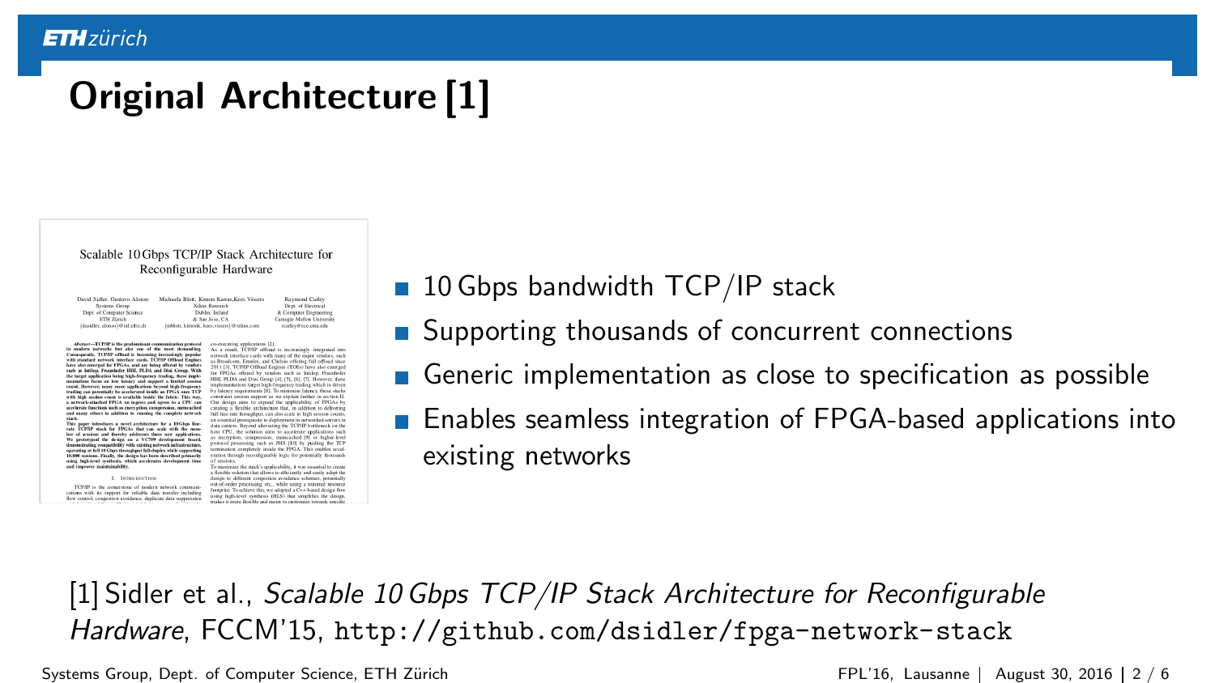# Original Architecture [1]

- 10 Gbps bandwidth TCP/IP stack
- Supporting thousands of concurrent connections
- Generic implementation as close to specification as possible
- Enables seamless integration of FPGA-based applications into existing networks

[1] Sidler et al., *Scalable 10 Gbps TCP/IP Stack Architecture for Reconfigurable Hardware*, FCCM'15, `http://github.com/dsidler/fpga-network-stack`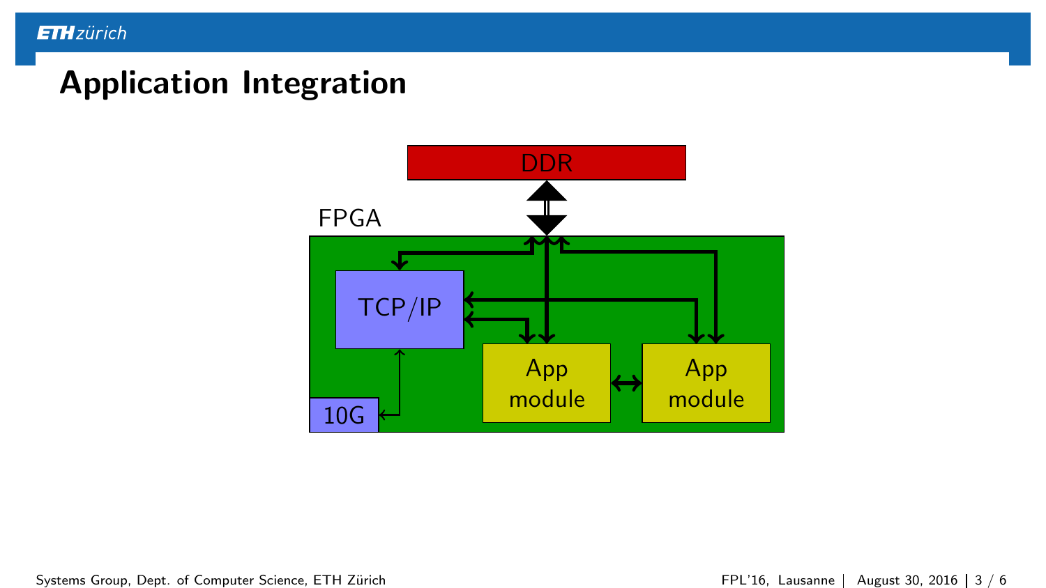# Application Integration

DDR

FPGA

TCP/IP

App module

App module

10G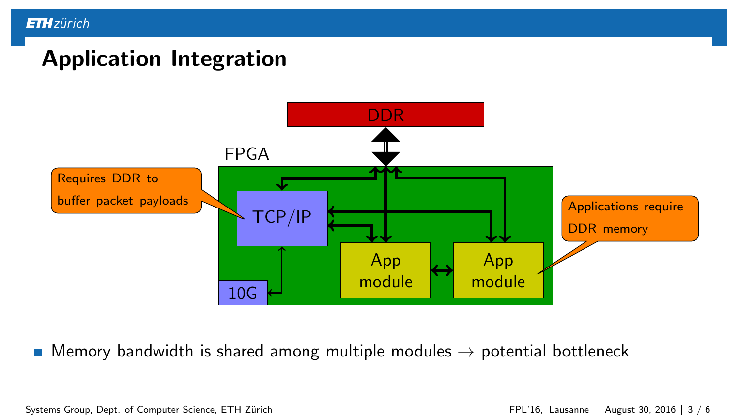## Application Integration

DDR

FPGA

Requires DDR to buffer packet payloads

TCP/IP

Applications require DDR memory

App module

App module

10G

- Memory bandwidth is shared among multiple modules → potential bottleneck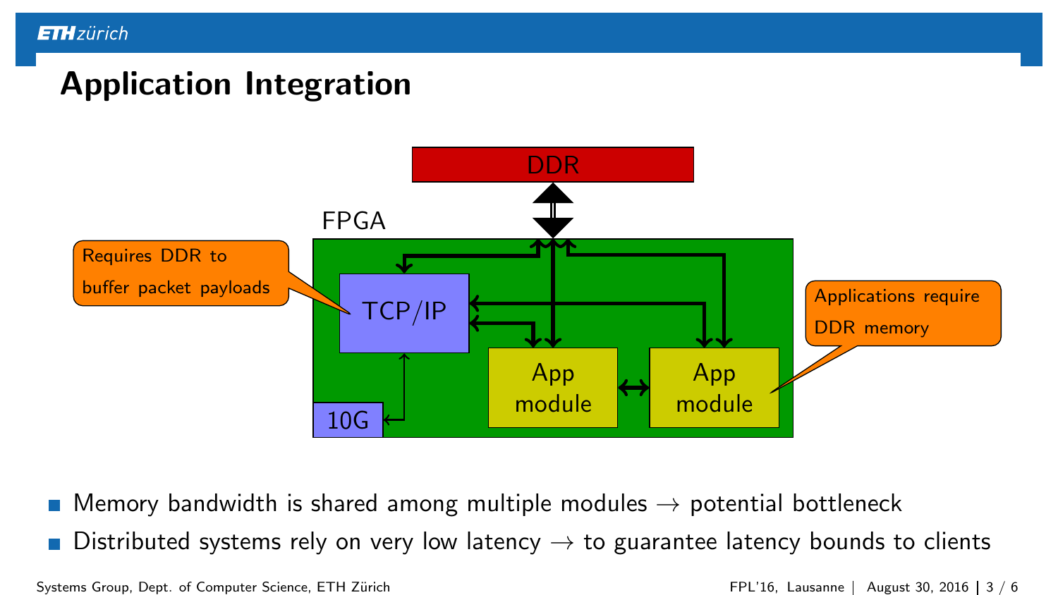# Application Integration

DDR

FPGA

TCP/IP

App module

App module

10G

Requires DDR to buffer packet payloads

Applications require DDR memory

- Memory bandwidth is shared among multiple modules → potential bottleneck
- Distributed systems rely on very low latency → to guarantee latency bounds to clients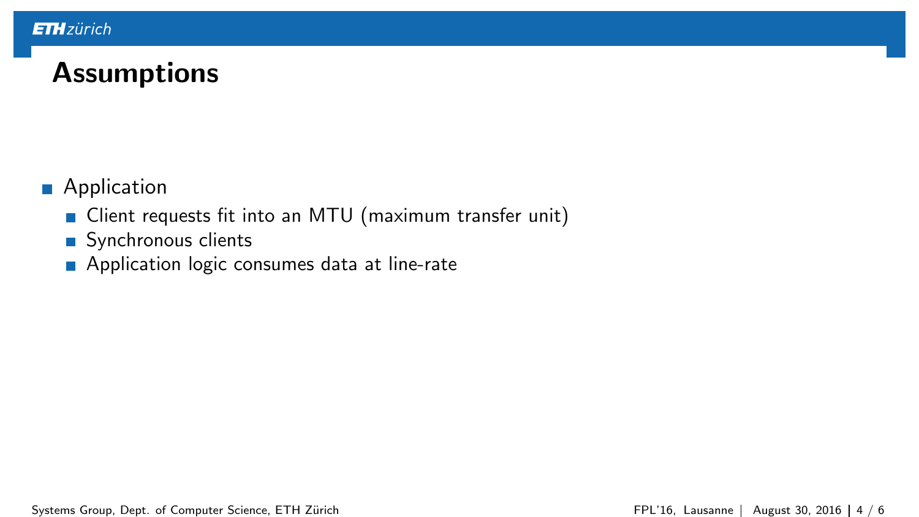# Assumptions

- Application
  - Client requests fit into an MTU (maximum transfer unit)
  - Synchronous clients
  - Application logic consumes data at line-rate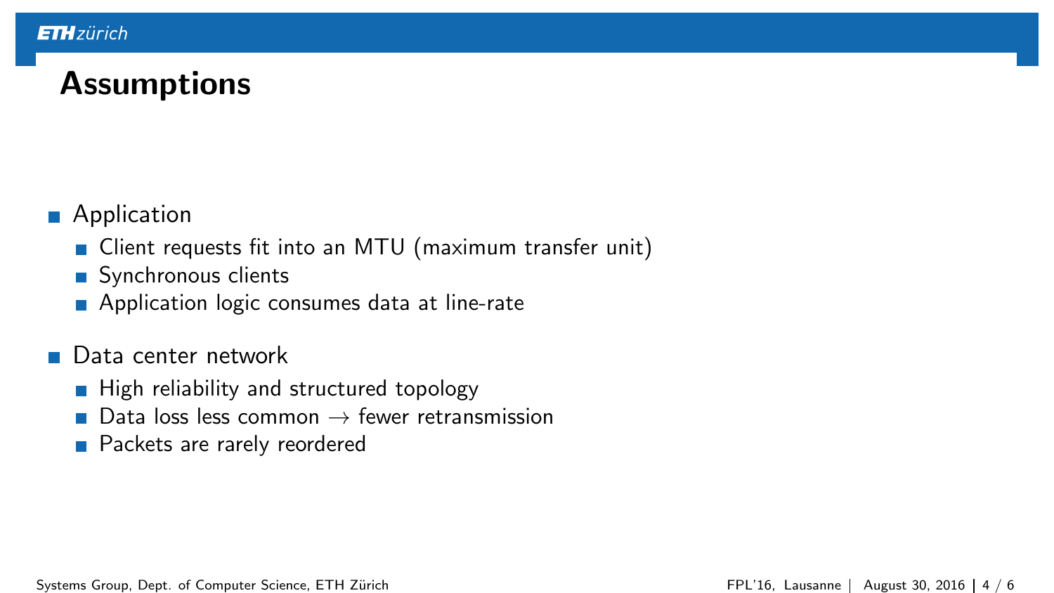# Assumptions

- Application
  - Client requests fit into an MTU (maximum transfer unit)
  - Synchronous clients
  - Application logic consumes data at line-rate
- Data center network
  - High reliability and structured topology
  - Data loss less common $\rightarrow$ fewer retransmission
  - Packets are rarely reordered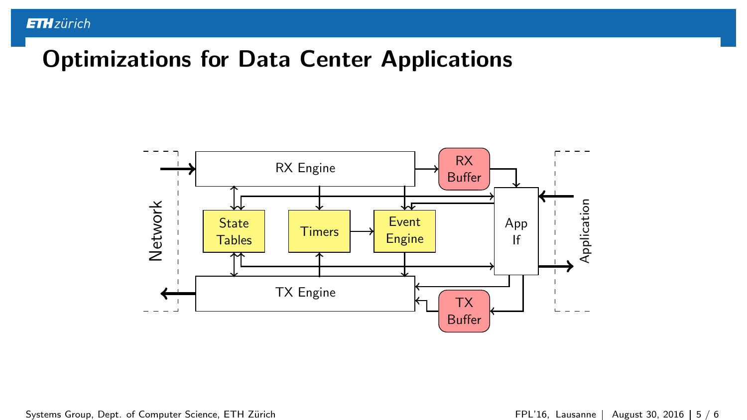# Optimizations for Data Center Applications

Network

RX Engine

RX Buffer

State Tables

Timers

Event Engine

App If

TX Engine

TX Buffer

Application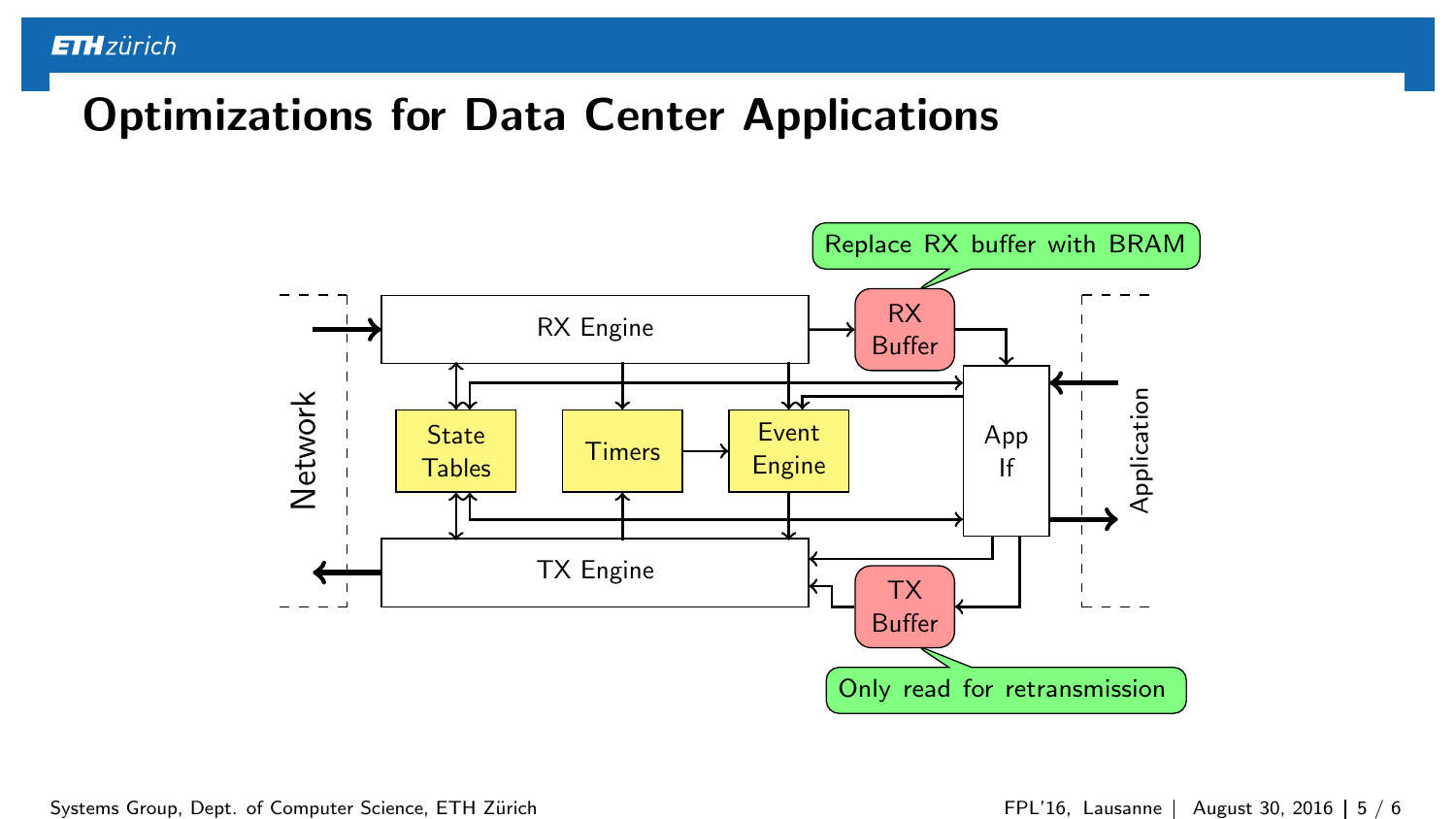# Optimizations for Data Center Applications

Replace RX buffer with BRAM

Network

RX Engine

RX Buffer

State Tables

Timers

Event Engine

App If

Application

TX Engine

TX Buffer

Only read for retransmission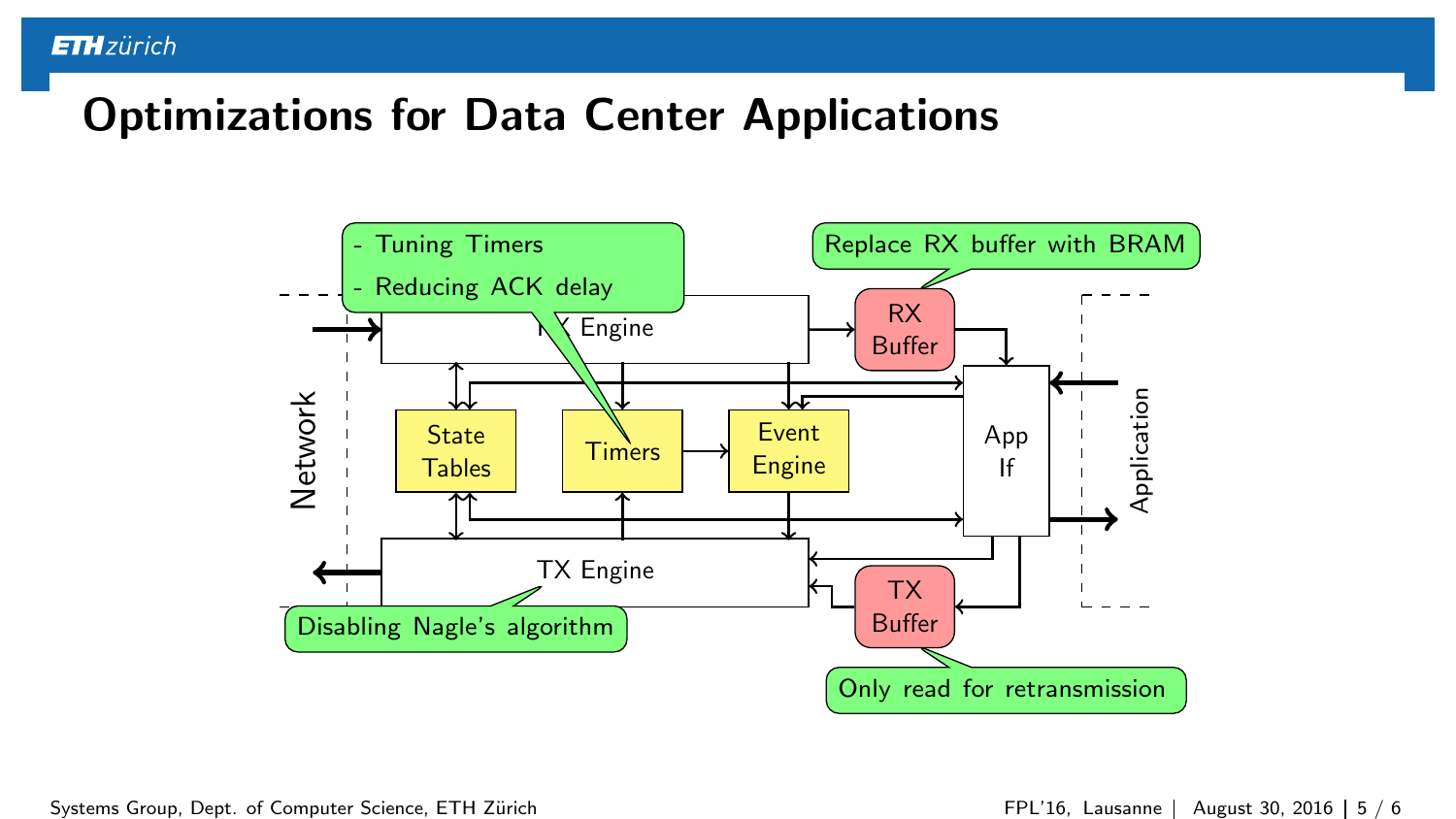# Optimizations for Data Center Applications

- Tuning Timers
- Reducing ACK delay

Replace RX buffer with BRAM

Disabling Nagle's algorithm

Only read for retransmission

Network

RX Engine

RX Buffer

State Tables

Timers

Event Engine

App If

Application

TX Engine

TX Buffer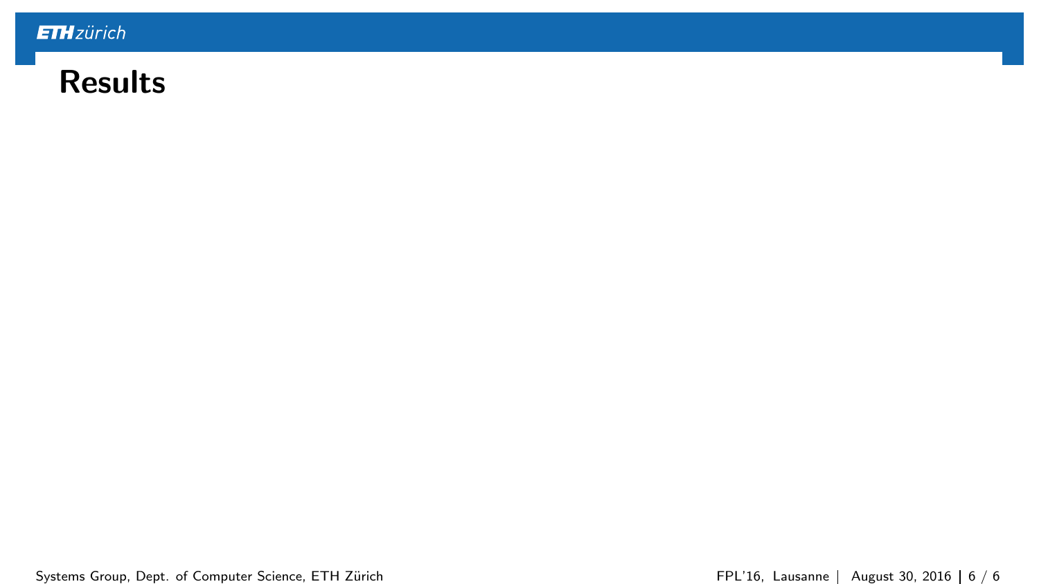# Results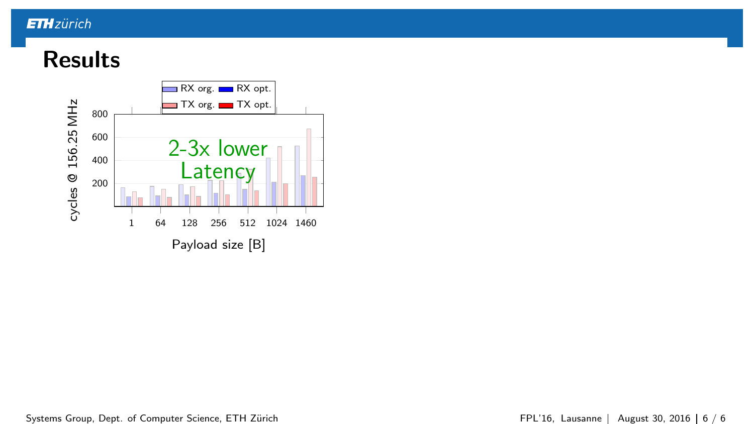# Results

RX org. | RX opt. | TX org. | TX opt.

cycles @ 156.25 MHz

800
600
400
200

2-3x lower Latency

1 64 128 256 512 1024 1460

Payload size [B]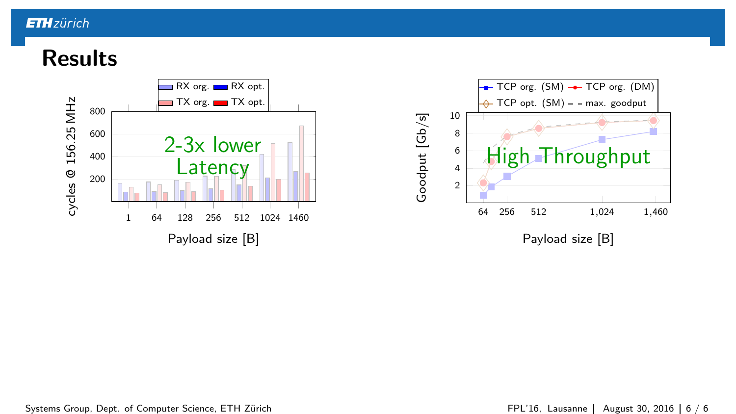# Results

RX org. | RX opt. | TX org. | TX opt.

cycles @ 156.25 MHz

Payload size [B]

2-3x lower Latency

TCP org. (SM) | TCP org. (DM) | TCP opt. (SM) | max. goodput

Goodput [Gb/s]

Payload size [B]

High Throughput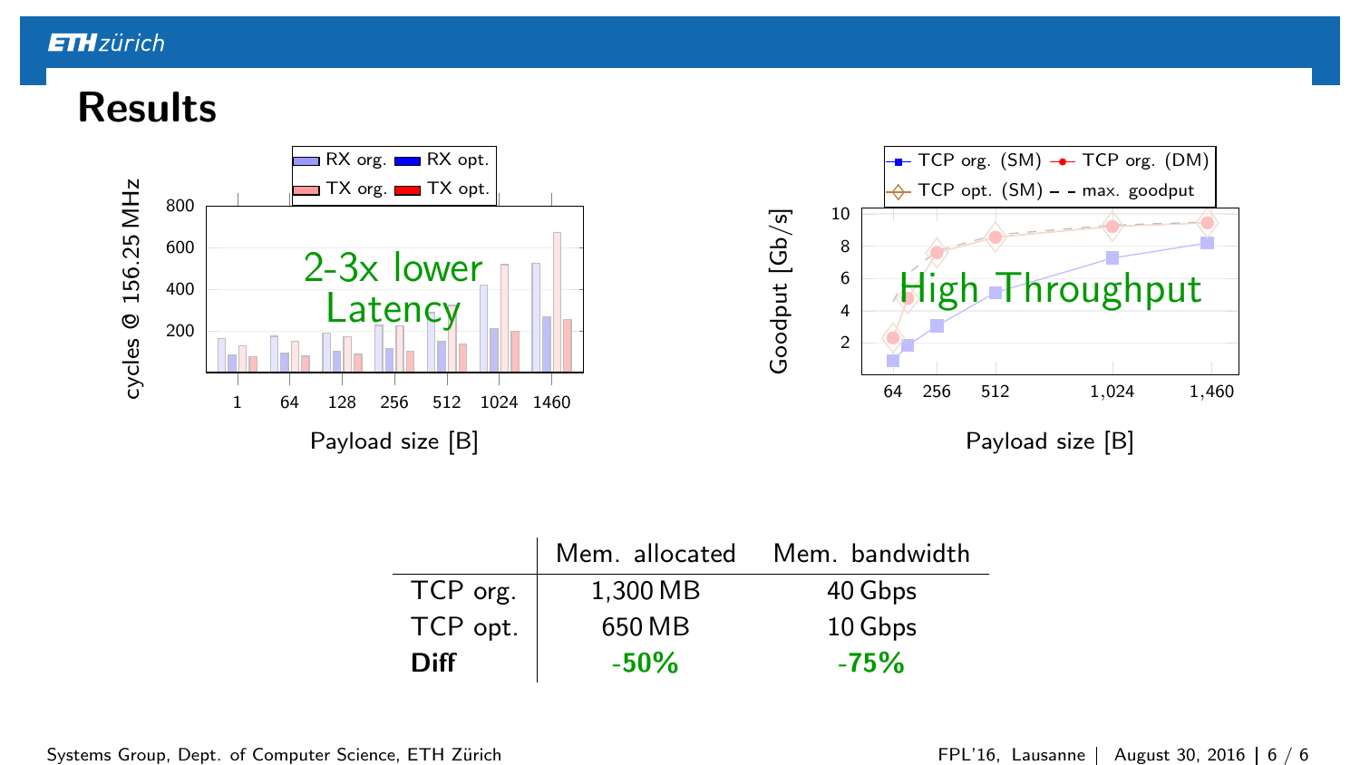# Results

2-3x lower Latency

High Throughput

| | Mem. allocated | Mem. bandwidth |
|---|---|---|
| TCP org. | 1,300 MB | 40 Gbps |
| TCP opt. | 650 MB | 10 Gbps |
| **Diff** | **-50%** | **-75%** |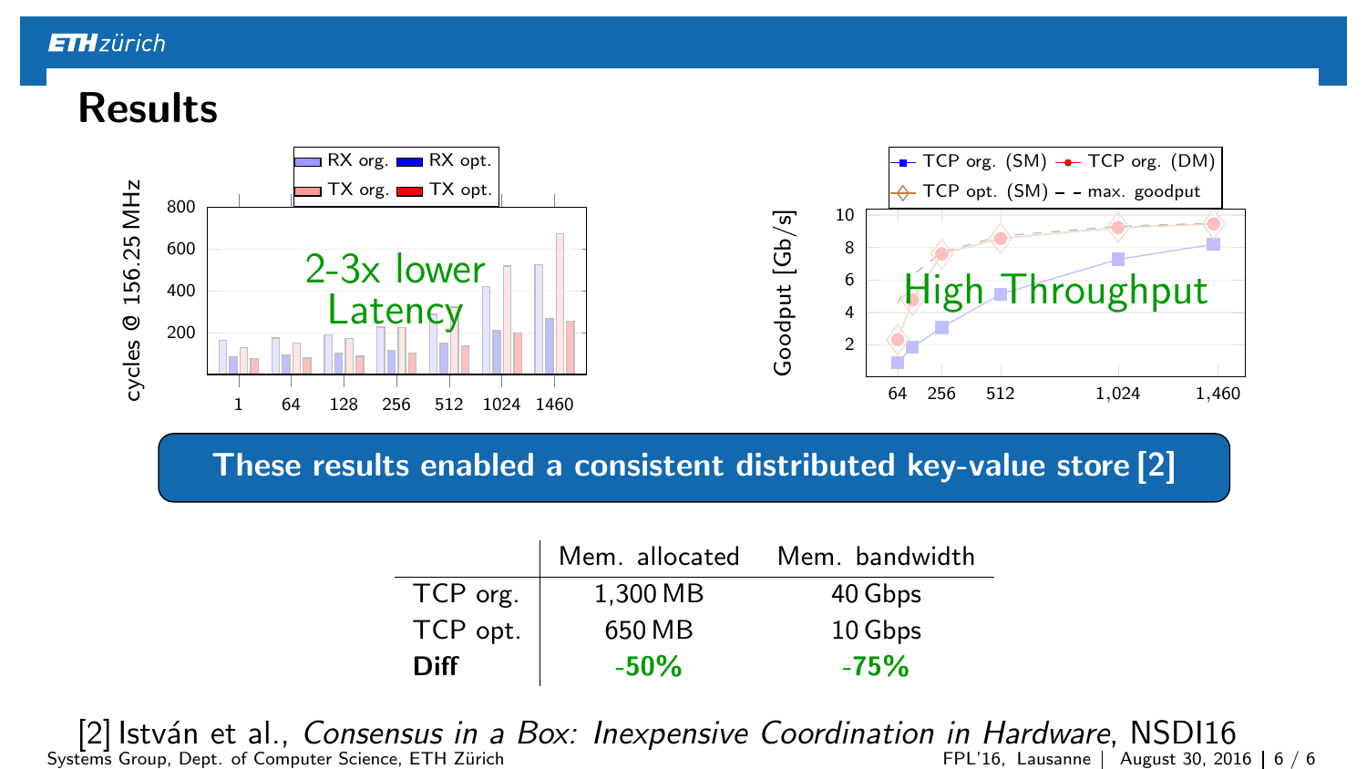# Results

2-3x lower Latency

High Throughput

**These results enabled a consistent distributed key-value store [2]**

| | Mem. allocated | Mem. bandwidth |
|---|---|---|
| TCP org. | 1,300 MB | 40 Gbps |
| TCP opt. | 650 MB | 10 Gbps |
| **Diff** | **-50%** | **-75%** |

[2] István et al., *Consensus in a Box: Inexpensive Coordination in Hardware*, NSDI16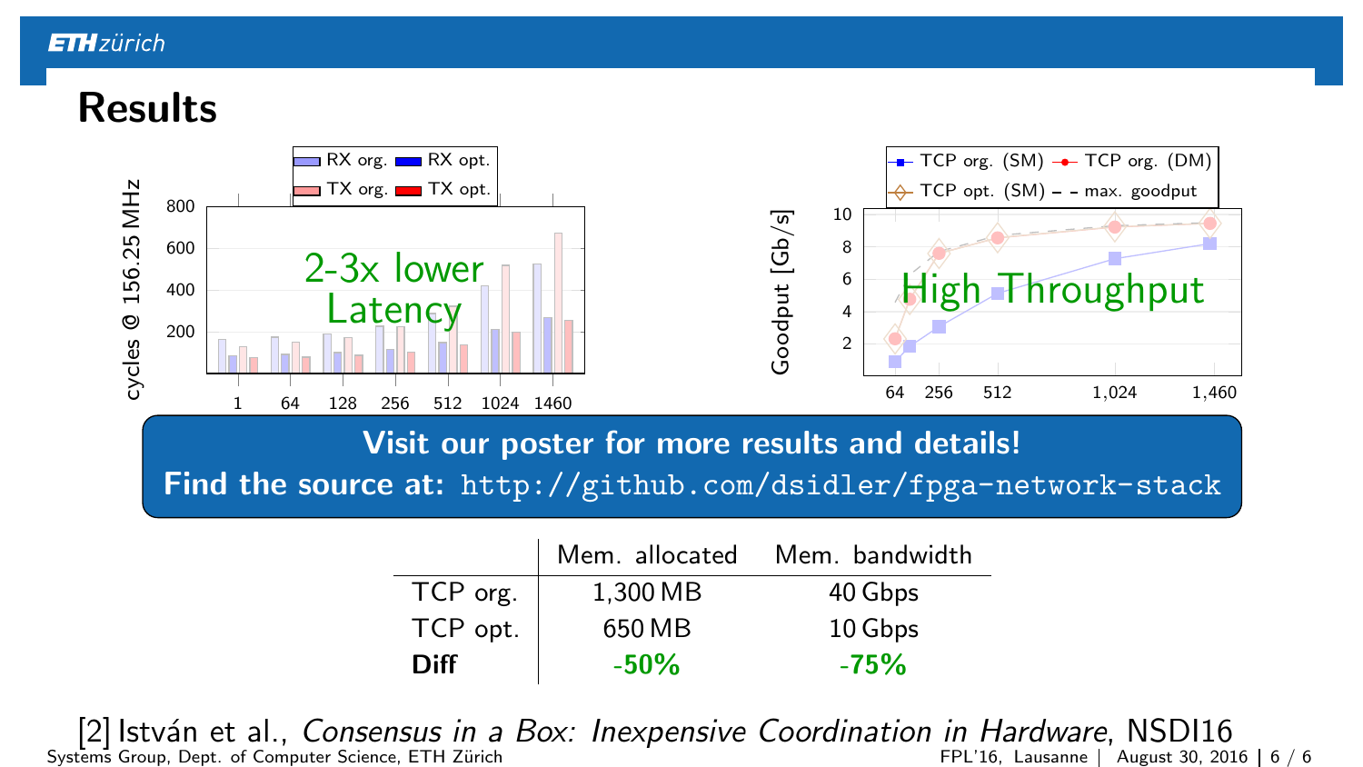# Results

RX org. RX opt.
TX org. TX opt.

cycles @ 156.25 MHz

800
600
400
200

1 64 128 256 512 1024 1460

2-3x lower Latency

TCP org. (SM) TCP org. (DM)
TCP opt. (SM) max. goodput

Goodput [Gb/s]

10
8
6
4
2

64 256 512 1,024 1,460

High Throughput

**Visit our poster for more results and details!**
**Find the source at:** `http://github.com/dsidler/fpga-network-stack`

| | Mem. allocated | Mem. bandwidth |
|---|---|---|
| TCP org. | 1,300 MB | 40 Gbps |
| TCP opt. | 650 MB | 10 Gbps |
| **Diff** | **-50%** | **-75%** |

[2] István et al., *Consensus in a Box: Inexpensive Coordination in Hardware*, NSDI16